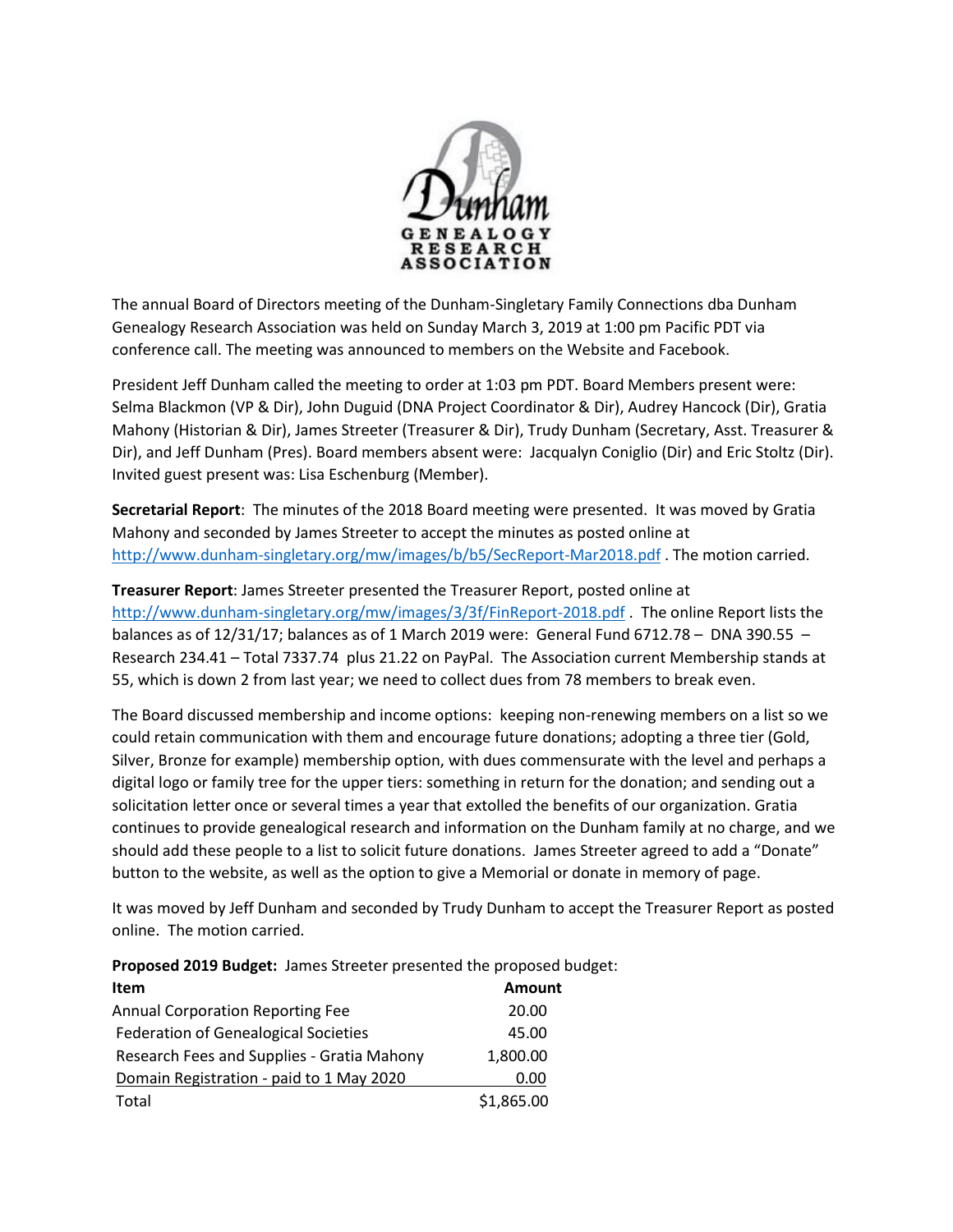The annual Board of Directors meeting of the Dunham-Singletary Family Connections dba Dunham Genealogy Research Association was held on Sunday March 3, 2019 at 1:00 pm Pacific PDT via conference call. The meeting was announced to members on the Website and Facebook.

President Jeff Dunham called the meeting to order at 1:03 pm PDT. Board Members present were: Selma Blackmon (VP & Dir), John Duguid (DNA Project Coordinator & Dir), Audrey Hancock (Dir), Gratia Mahony (Historian & Dir), James Streeter (Treasurer & Dir), Trudy Dunham (Secretary, Asst. Treasurer & Dir), and Jeff Dunham (Pres). Board members absent were: Jacqualyn Coniglio (Dir) and Eric Stoltz (Dir). Invited guest present was: Lisa Eschenburg (Member).

**Secretarial Report**: The minutes of the 2018 Board meeting were presented. It was moved by Gratia Mahony and seconded by James Streeter to accept the minutes as posted online at http://www.dunham-singletary.org/mw/images/b/b5/SecReport-Mar2018.pdf . The motion carried.

**Treasurer Report**: James Streeter presented the Treasurer Report, posted online at http://www.dunham-singletary.org/mw/images/3/3f/FinReport-2018.pdf . The online Report lists the balances as of 12/31/17; balances as of 1 March 2019 were: General Fund 6712.78 – DNA 390.55 – Research 234.41 – Total 7337.74 plus 21.22 on PayPal. The Association current Membership stands at 55, which is down 2 from last year; we need to collect dues from 78 members to break even.

The Board discussed membership and income options: keeping non-renewing members on a list so we could retain communication with them and encourage future donations; adopting a three tier (Gold, Silver, Bronze for example) membership option, with dues commensurate with the level and perhaps a digital logo or family tree for the upper tiers: something in return for the donation; and sending out a solicitation letter once or several times a year that extolled the benefits of our organization. Gratia continues to provide genealogical research and information on the Dunham family at no charge, and we should add these people to a list to solicit future donations. James Streeter agreed to add a "Donate" button to the website, as well as the option to give a Memorial or donate in memory of page.

It was moved by Jeff Dunham and seconded by Trudy Dunham to accept the Treasurer Report as posted online. The motion carried.

**Proposed 2019 Budget:** James Streeter presented the proposed budget:

| Item | Amount |
|---|---|
| Annual Corporation Reporting Fee | 20.00 |
| Federation of Genealogical Societies | 45.00 |
| Research Fees and Supplies - Gratia Mahony | 1,800.00 |
| Domain Registration - paid to 1 May 2020 | 0.00 |
| Total | $1,865.00 |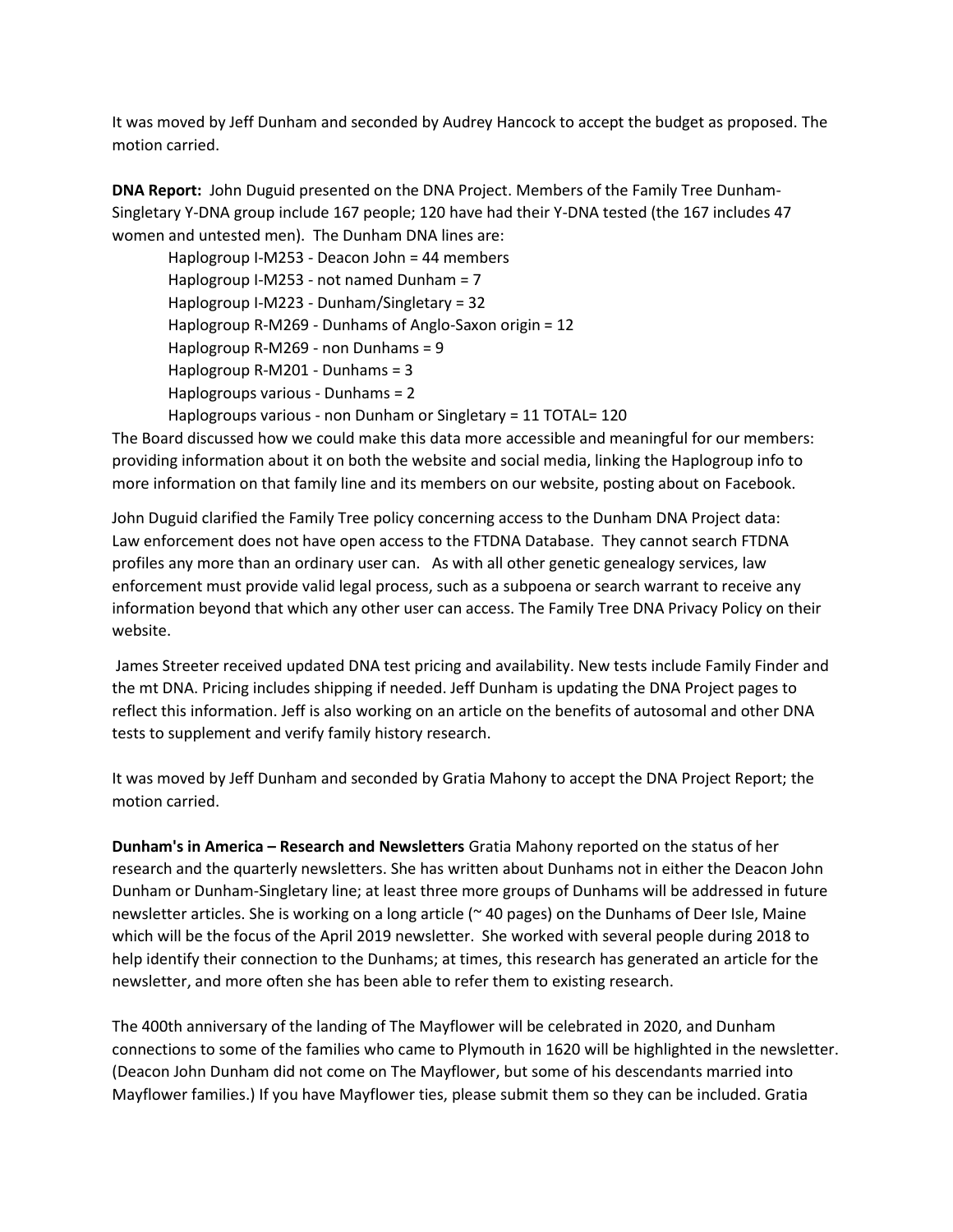It was moved by Jeff Dunham and seconded by Audrey Hancock to accept the budget as proposed. The motion carried.

**DNA Report:** John Duguid presented on the DNA Project. Members of the Family Tree Dunham-Singletary Y-DNA group include 167 people; 120 have had their Y-DNA tested (the 167 includes 47 women and untested men). The Dunham DNA lines are:

Haplogroup I-M253 - Deacon John = 44 members
Haplogroup I-M253 - not named Dunham = 7
Haplogroup I-M223 - Dunham/Singletary = 32
Haplogroup R-M269 - Dunhams of Anglo-Saxon origin = 12
Haplogroup R-M269 - non Dunhams = 9
Haplogroup R-M201 - Dunhams = 3
Haplogroups various - Dunhams = 2
Haplogroups various - non Dunham or Singletary = 11 TOTAL= 120

The Board discussed how we could make this data more accessible and meaningful for our members: providing information about it on both the website and social media, linking the Haplogroup info to more information on that family line and its members on our website, posting about on Facebook.

John Duguid clarified the Family Tree policy concerning access to the Dunham DNA Project data: Law enforcement does not have open access to the FTDNA Database. They cannot search FTDNA profiles any more than an ordinary user can. As with all other genetic genealogy services, law enforcement must provide valid legal process, such as a subpoena or search warrant to receive any information beyond that which any other user can access. The Family Tree DNA Privacy Policy on their website.

James Streeter received updated DNA test pricing and availability. New tests include Family Finder and the mt DNA. Pricing includes shipping if needed. Jeff Dunham is updating the DNA Project pages to reflect this information. Jeff is also working on an article on the benefits of autosomal and other DNA tests to supplement and verify family history research.

It was moved by Jeff Dunham and seconded by Gratia Mahony to accept the DNA Project Report; the motion carried.

**Dunham's in America – Research and Newsletters** Gratia Mahony reported on the status of her research and the quarterly newsletters. She has written about Dunhams not in either the Deacon John Dunham or Dunham-Singletary line; at least three more groups of Dunhams will be addressed in future newsletter articles. She is working on a long article (~ 40 pages) on the Dunhams of Deer Isle, Maine which will be the focus of the April 2019 newsletter. She worked with several people during 2018 to help identify their connection to the Dunhams; at times, this research has generated an article for the newsletter, and more often she has been able to refer them to existing research.

The 400th anniversary of the landing of The Mayflower will be celebrated in 2020, and Dunham connections to some of the families who came to Plymouth in 1620 will be highlighted in the newsletter. (Deacon John Dunham did not come on The Mayflower, but some of his descendants married into Mayflower families.) If you have Mayflower ties, please submit them so they can be included. Gratia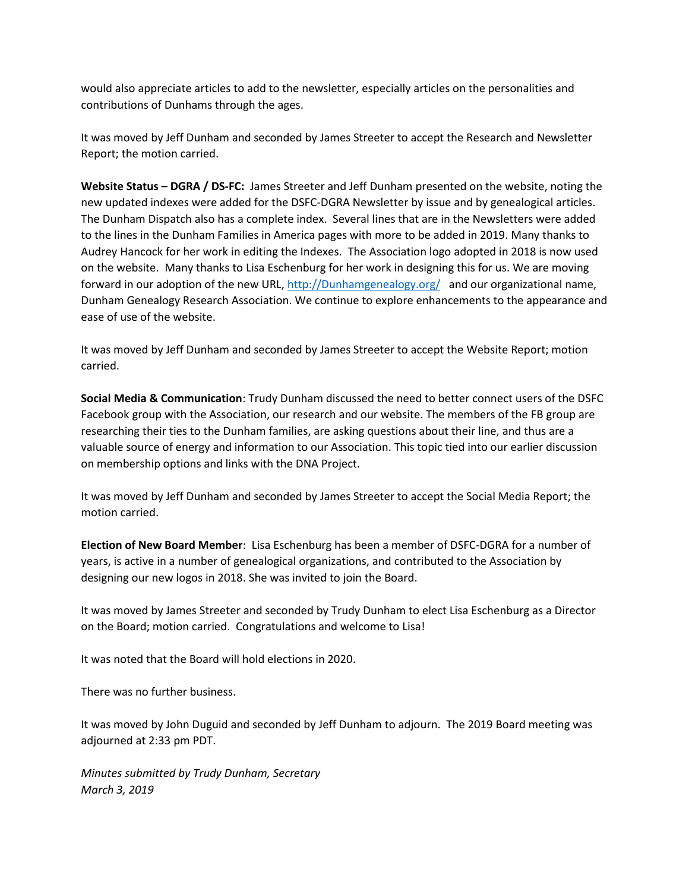would also appreciate articles to add to the newsletter, especially articles on the personalities and contributions of Dunhams through the ages.

It was moved by Jeff Dunham and seconded by James Streeter to accept the Research and Newsletter Report; the motion carried.

**Website Status – DGRA / DS-FC:** James Streeter and Jeff Dunham presented on the website, noting the new updated indexes were added for the DSFC-DGRA Newsletter by issue and by genealogical articles. The Dunham Dispatch also has a complete index. Several lines that are in the Newsletters were added to the lines in the Dunham Families in America pages with more to be added in 2019. Many thanks to Audrey Hancock for her work in editing the Indexes. The Association logo adopted in 2018 is now used on the website. Many thanks to Lisa Eschenburg for her work in designing this for us. We are moving forward in our adoption of the new URL, http://Dunhamgenealogy.org/ and our organizational name, Dunham Genealogy Research Association. We continue to explore enhancements to the appearance and ease of use of the website.

It was moved by Jeff Dunham and seconded by James Streeter to accept the Website Report; motion carried.

**Social Media & Communication**: Trudy Dunham discussed the need to better connect users of the DSFC Facebook group with the Association, our research and our website. The members of the FB group are researching their ties to the Dunham families, are asking questions about their line, and thus are a valuable source of energy and information to our Association. This topic tied into our earlier discussion on membership options and links with the DNA Project.

It was moved by Jeff Dunham and seconded by James Streeter to accept the Social Media Report; the motion carried.

**Election of New Board Member**: Lisa Eschenburg has been a member of DSFC-DGRA for a number of years, is active in a number of genealogical organizations, and contributed to the Association by designing our new logos in 2018. She was invited to join the Board.

It was moved by James Streeter and seconded by Trudy Dunham to elect Lisa Eschenburg as a Director on the Board; motion carried. Congratulations and welcome to Lisa!

It was noted that the Board will hold elections in 2020.

There was no further business.

It was moved by John Duguid and seconded by Jeff Dunham to adjourn. The 2019 Board meeting was adjourned at 2:33 pm PDT.

*Minutes submitted by Trudy Dunham, Secretary*
*March 3, 2019*